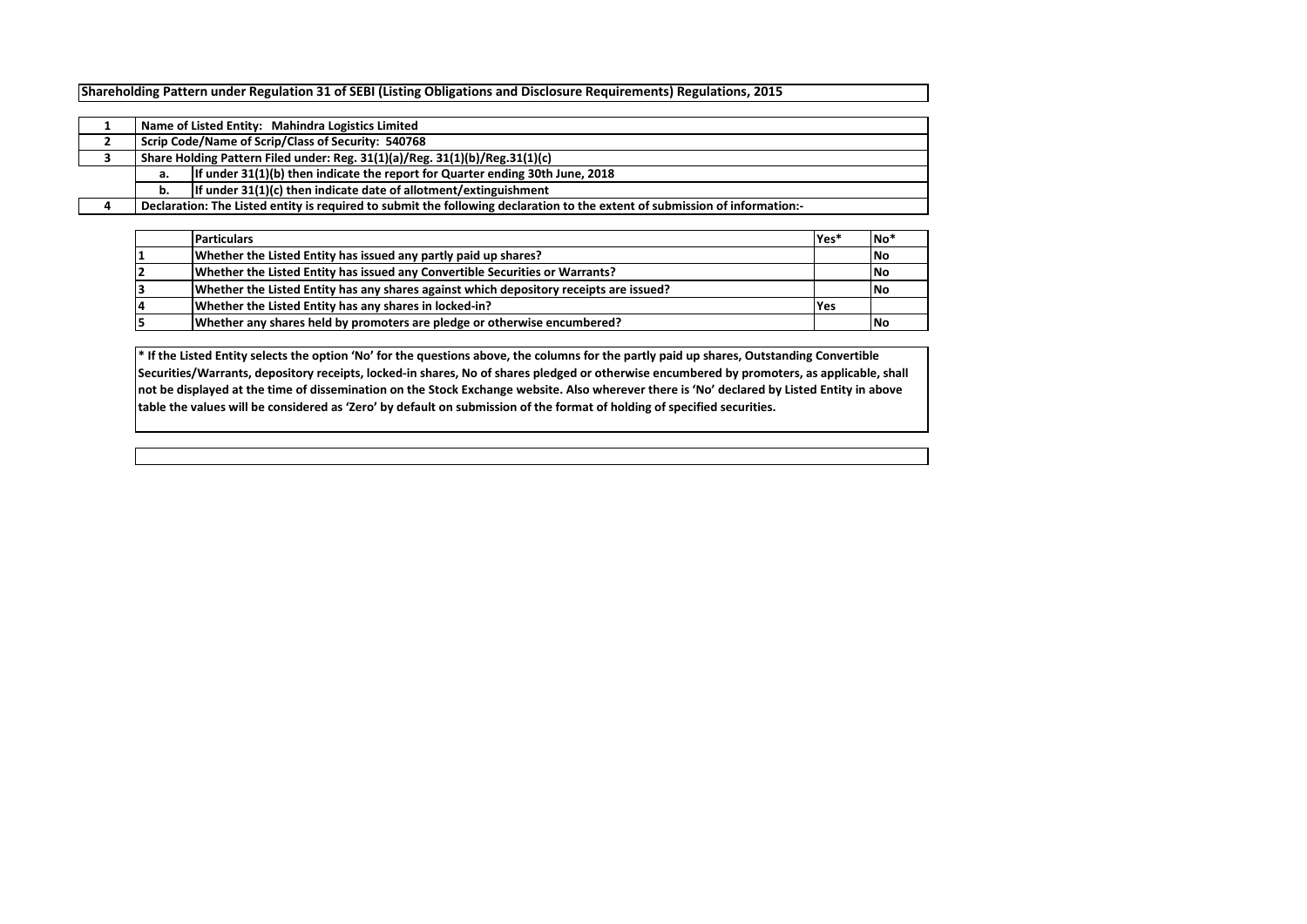# Shareholding Pattern under Regulation 31 of SEBI (Listing Obligations and Disclosure Requirements) Regulations, 2015

| | | |
|---|---|---|
| 1 | Name of Listed Entity: Mahindra Logistics Limited | |
| 2 | Scrip Code/Name of Scrip/Class of Security: 540768 | |
| 3 | Share Holding Pattern Filed under: Reg. 31(1)(a)/Reg. 31(1)(b)/Reg.31(1)(c) | |
| | a. | If under 31(1)(b) then indicate the report for Quarter ending 30th June, 2018 |
| | b. | If under 31(1)(c) then indicate date of allotment/extinguishment |
| 4 | Declaration: The Listed entity is required to submit the following declaration to the extent of submission of information:- | |

| | Particulars | Yes* | No* |
|---|---|---|---|
| 1 | Whether the Listed Entity has issued any partly paid up shares? | | No |
| 2 | Whether the Listed Entity has issued any Convertible Securities or Warrants? | | No |
| 3 | Whether the Listed Entity has any shares against which depository receipts are issued? | | No |
| 4 | Whether the Listed Entity has any shares in locked-in? | Yes | |
| 5 | Whether any shares held by promoters are pledge or otherwise encumbered? | | No |

**\* If the Listed Entity selects the option 'No' for the questions above, the columns for the partly paid up shares, Outstanding Convertible Securities/Warrants, depository receipts, locked-in shares, No of shares pledged or otherwise encumbered by promoters, as applicable, shall not be displayed at the time of dissemination on the Stock Exchange website. Also wherever there is 'No' declared by Listed Entity in above table the values will be considered as 'Zero' by default on submission of the format of holding of specified securities.**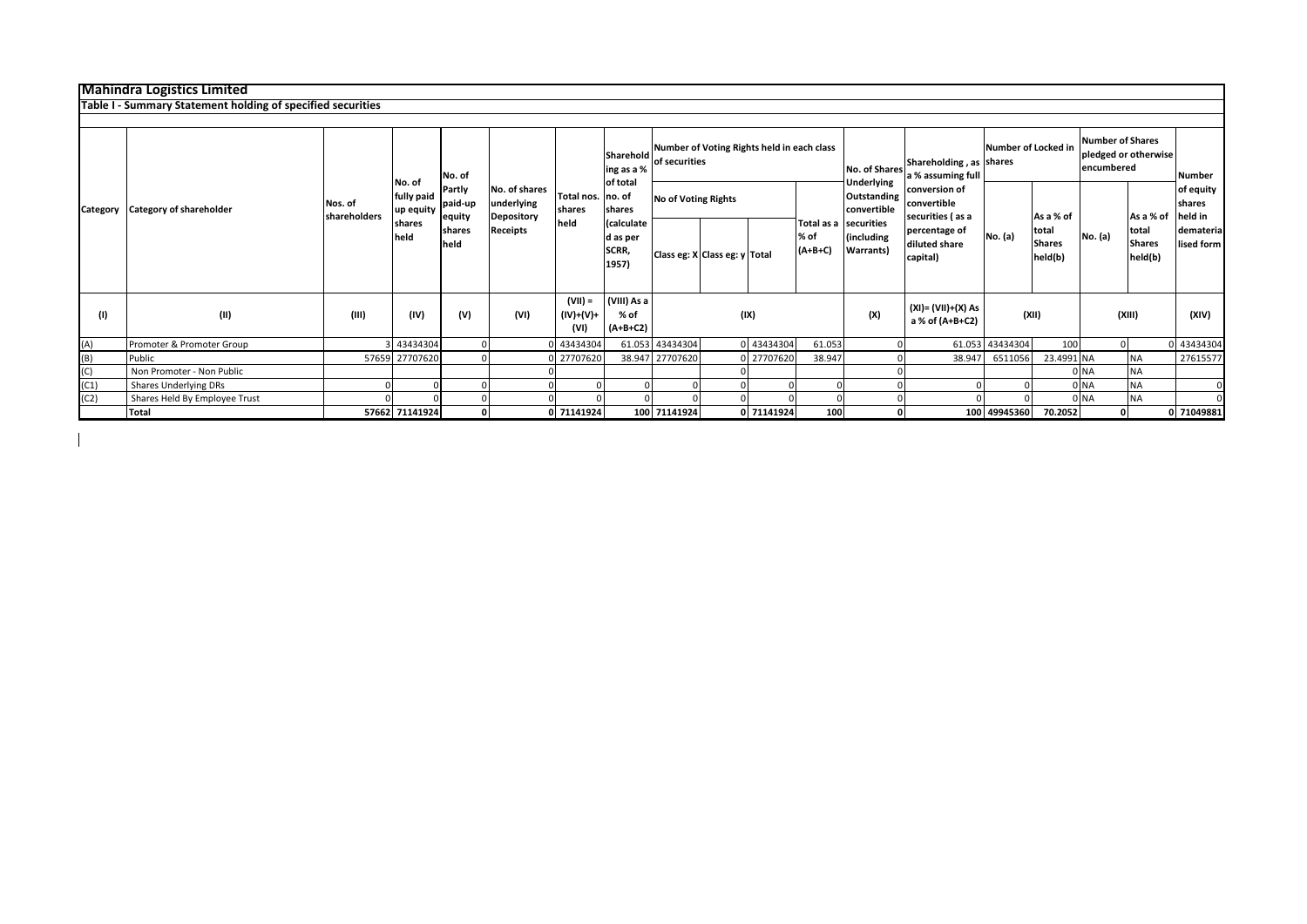# Mahindra Logistics Limited

## Table I - Summary Statement holding of specified securities

| Category | Category of shareholder | Nos. of shareholders | No. of fully paid up equity shares held | No. of Partly paid-up equity shares held | No. of shares underlying Depository Receipts | Total nos. shares held | Shareholding as a % of total no. of shares (calculated as per SCRR, 1957) | Number of Voting Rights held in each class of securities | | | | No. of Shares Underlying Outstanding convertible securities (including Warrants) | Shareholding , as a % assuming full conversion of convertible securities ( as a percentage of diluted share capital) | Number of Locked in shares | | Number of Shares pledged or otherwise encumbered | | Number of equity shares held in dematerialised form |
|---|---|---|---|---|---|---|---|---|---|---|---|---|---|---|---|---|---|---|
| | | | | | | | | No of Voting Rights | | | Total as a % of (A+B+C) | | | No. (a) | As a % of total Shares held(b) | No. (a) | As a % of total Shares held(b) | |
| | | | | | | | | Class eg: X | Class eg: y | Total | | | | | | | | |
| (I) | (II) | (III) | (IV) | (V) | (VI) | (VII) = (IV)+(V)+ (VI) | (VIII) As a % of (A+B+C2) | (IX) | | | | (X) | (XI)= (VII)+(X) As a % of (A+B+C2) | (XII) | | (XIII) | | (XIV) |
| (A) | Promoter & Promoter Group | 3 | 43434304 | 0 | 0 | 43434304 | 61.053 | 43434304 | 0 | 43434304 | 61.053 | 0 | 61.053 | 43434304 | 100 | 0 | 0 | 43434304 |
| (B) | Public | 57659 | 27707620 | 0 | 0 | 27707620 | 38.947 | 27707620 | 0 | 27707620 | 38.947 | 0 | 38.947 | 6511056 | 23.4991 | NA | NA | 27615577 |
| (C) | Non Promoter - Non Public | | | | 0 | | | | 0 | | | 0 | | | 0 | NA | NA | |
| (C1) | Shares Underlying DRs | 0 | 0 | 0 | 0 | 0 | 0 | 0 | 0 | 0 | 0 | 0 | 0 | 0 | 0 | NA | NA | 0 |
| (C2) | Shares Held By Employee Trust | 0 | 0 | 0 | 0 | 0 | 0 | 0 | 0 | 0 | 0 | 0 | 0 | 0 | 0 | NA | NA | 0 |
| | **Total** | **57662** | **71141924** | **0** | **0** | **71141924** | **100** | **71141924** | **0** | **71141924** | **100** | **0** | **100** | **49945360** | **70.2052** | **0** | **0** | **71049881** |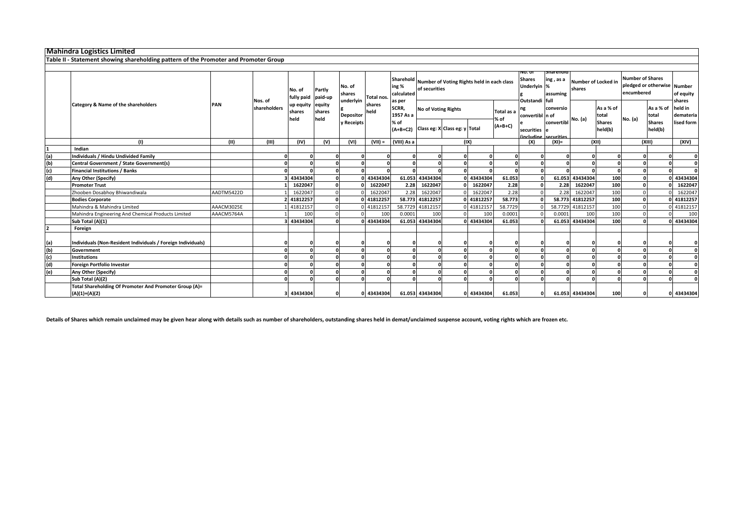## Mahindra Logistics Limited

### Table II - Statement showing shareholding pattern of the Promoter and Promoter Group

| | Category & Name of the shareholders | PAN | Nos. of shareholders | No. of fully paid up equity shares held | Partly paid-up equity shares held | No. of shares underlying Depository Receipts | Total nos. shares held | Shareholding % calculated as per SCRR, 1957 As a % of (A+B+C2) | Number of Voting Rights held in each class of securities | | | | No. of Shares Underlying Outstanding convertible securities (including | Shareholding , as a % assuming full conversion of convertible securities | Number of Locked in shares | | Number of Shares pledged or otherwise encumbered | | Number of equity shares held in dematerialised form |
|---|---|---|---|---|---|---|---|---|---|---|---|---|---|---|---|---|---|---|---|
| | | | | | | | | | No of Voting Rights | | | Total as a % of (A+B+C) | | | No. (a) | As a % of total Shares held(b) | No. (a) | As a % of total Shares held(b) | |
| | | | | | | | | | Class eg: X | Class eg: y | Total | | | | | | | | |
| | (I) | (II) | (III) | (IV) | (V) | (VI) | (VII) = | (VIII) As a | (IX) | | | | (X) | (XI)= | (XII) | | (XIII) | | (XIV) |
| 1 | **Indian** | | | | | | | | | | | | | | | | | | |
| (a) | **Individuals / Hindu Undivided Family** | | 0 | 0 | 0 | 0 | 0 | 0 | 0 | 0 | 0 | 0 | 0 | 0 | 0 | 0 | 0 | 0 | 0 |
| (b) | **Central Government / State Government(s)** | | 0 | 0 | 0 | 0 | 0 | 0 | 0 | 0 | 0 | 0 | 0 | 0 | 0 | 0 | 0 | 0 | 0 |
| (c) | **Financial Institutions / Banks** | | 0 | 0 | 0 | 0 | 0 | 0 | 0 | 0 | 0 | 0 | 0 | 0 | 0 | 0 | 0 | 0 | 0 |
| (d) | **Any Other (Specify)** | | 3 | 43434304 | 0 | 0 | 43434304 | 61.053 | 43434304 | 0 | 43434304 | 61.053 | 0 | 61.053 | 43434304 | 100 | 0 | 0 | 43434304 |
| | **Promoter Trust** | | 1 | 1622047 | 0 | 0 | 1622047 | 2.28 | 1622047 | 0 | 1622047 | 2.28 | 0 | 2.28 | 1622047 | 100 | 0 | 0 | 1622047 |
| | Zhooben Dosabhoy Bhiwandiwala | AADTM5422D | 1 | 1622047 | 0 | 0 | 1622047 | 2.28 | 1622047 | 0 | 1622047 | 2.28 | 0 | 2.28 | 1622047 | 100 | 0 | 0 | 1622047 |
| | **Bodies Corporate** | | 2 | 41812257 | 0 | 0 | 41812257 | 58.773 | 41812257 | 0 | 41812257 | 58.773 | 0 | 58.773 | 41812257 | 100 | 0 | 0 | 41812257 |
| | Mahindra & Mahindra Limited | AAACM3025E | 1 | 41812157 | 0 | 0 | 41812157 | 58.7729 | 41812157 | 0 | 41812157 | 58.7729 | 0 | 58.7729 | 41812157 | 100 | 0 | 0 | 41812157 |
| | Mahindra Engineering And Chemical Products Limited | AAACM5764A | 1 | 100 | 0 | 0 | 100 | 0.0001 | 100 | 0 | 100 | 0.0001 | 0 | 0.0001 | 100 | 100 | 0 | 0 | 100 |
| | **Sub Total (A)(1)** | | 3 | 43434304 | 0 | 0 | 43434304 | 61.053 | 43434304 | 0 | 43434304 | 61.053 | 0 | 61.053 | 43434304 | 100 | 0 | 0 | 43434304 |
| 2 | **Foreign** | | | | | | | | | | | | | | | | | | |
| (a) | **Individuals (Non-Resident Individuals / Foreign Individuals)** | | 0 | 0 | 0 | 0 | 0 | 0 | 0 | 0 | 0 | 0 | 0 | 0 | 0 | 0 | 0 | 0 | 0 |
| (b) | **Government** | | 0 | 0 | 0 | 0 | 0 | 0 | 0 | 0 | 0 | 0 | 0 | 0 | 0 | 0 | 0 | 0 | 0 |
| (c) | **Institutions** | | 0 | 0 | 0 | 0 | 0 | 0 | 0 | 0 | 0 | 0 | 0 | 0 | 0 | 0 | 0 | 0 | 0 |
| (d) | **Foreign Portfolio Investor** | | 0 | 0 | 0 | 0 | 0 | 0 | 0 | 0 | 0 | 0 | 0 | 0 | 0 | 0 | 0 | 0 | 0 |
| (e) | **Any Other (Specify)** | | 0 | 0 | 0 | 0 | 0 | 0 | 0 | 0 | 0 | 0 | 0 | 0 | 0 | 0 | 0 | 0 | 0 |
| | **Sub Total (A)(2)** | | 0 | 0 | 0 | 0 | 0 | 0 | 0 | 0 | 0 | 0 | 0 | 0 | 0 | 0 | 0 | 0 | 0 |
| | **Total Shareholding Of Promoter And Promoter Group (A)= (A)(1)+(A)(2)** | | 3 | 43434304 | 0 | 0 | 43434304 | 61.053 | 43434304 | 0 | 43434304 | 61.053 | 0 | 61.053 | 43434304 | 100 | 0 | 0 | 43434304 |

**Details of Shares which remain unclaimed may be given hear along with details such as number of shareholders, outstanding shares held in demat/unclaimed suspense account, voting rights which are frozen etc.**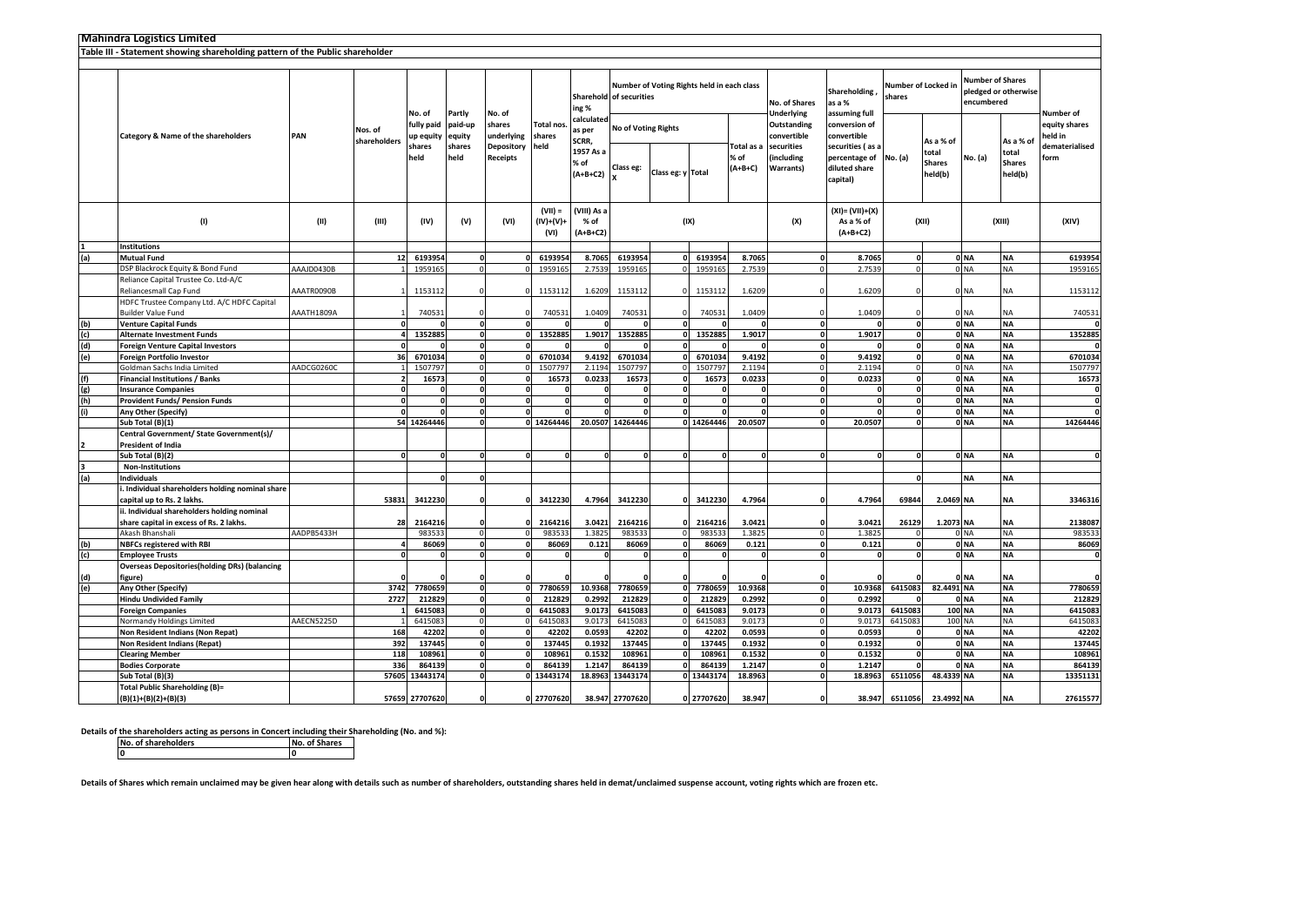**Mahindra Logistics Limited**

**Table III - Statement showing shareholding pattern of the Public shareholder**

| | Category & Name of the shareholders | PAN | Nos. of shareholders | No. of fully paid up equity shares held | Partly paid-up equity shares held | No. of shares underlying Depository Receipts | Total nos. shares held | Shareholding % calculated as per SCRR, 1957 As a % of (A+B+C2) | Number of Voting Rights held in each class of securities | | | | No. of Shares Underlying Outstanding convertible securities (including Warrants) | Shareholding , as a % assuming full conversion of convertible securities ( as a percentage of diluted share capital) | Number of Locked in shares | | Number of Shares pledged or otherwise encumbered | | Number of equity shares held in dematerialised form |
|---|---|---|---|---|---|---|---|---|---|---|---|---|---|---|---|---|---|---|---|
| | | | | | | | | | No of Voting Rights | | | Total as a % of (A+B+C) | | | No. (a) | As a % of total Shares held(b) | No. (a) | As a % of total Shares held(b) | |
| | | | | | | | | | Class eg: X | Class eg: y | Total | | | | | | | | |
| | (I) | (II) | (III) | (IV) | (V) | (VI) | (VII) = (IV)+(V)+ (VI) | (VIII) As a % of (A+B+C2) | (IX) | | | | (X) | (XI)= (VII)+(X) As a % of (A+B+C2) | (XII) | | (XIII) | | (XIV) |
| **1** | **Institutions** | | | | | | | | | | | | | | | | | | |
| **(a)** | **Mutual Fund** | | 12 | 6193954 | 0 | 0 | 6193954 | 8.7065 | 6193954 | 0 | 6193954 | 8.7065 | 0 | 8.7065 | 0 | 0 | NA | NA | 6193954 |
| | DSP Blackrock Equity & Bond Fund | AAAJD0430B | 1 | 1959165 | 0 | 0 | 1959165 | 2.7539 | 1959165 | 0 | 1959165 | 2.7539 | 0 | 2.7539 | 0 | 0 | NA | NA | 1959165 |
| | Reliance Capital Trustee Co. Ltd-A/C Reliancesmall Cap Fund | AAATR0090B | 1 | 1153112 | 0 | 0 | 1153112 | 1.6209 | 1153112 | 0 | 1153112 | 1.6209 | 0 | 1.6209 | 0 | 0 | NA | NA | 1153112 |
| | HDFC Trustee Company Ltd. A/C HDFC Capital Builder Value Fund | AAATH1809A | 1 | 740531 | 0 | 0 | 740531 | 1.0409 | 740531 | 0 | 740531 | 1.0409 | 0 | 1.0409 | 0 | 0 | NA | NA | 740531 |
| **(b)** | **Venture Capital Funds** | | 0 | 0 | 0 | 0 | 0 | 0 | 0 | 0 | 0 | 0 | 0 | 0 | 0 | 0 | NA | NA | 0 |
| **(c)** | **Alternate Investment Funds** | | 4 | 1352885 | 0 | 0 | 1352885 | 1.9017 | 1352885 | 0 | 1352885 | 1.9017 | 0 | 1.9017 | 0 | 0 | NA | NA | 1352885 |
| **(d)** | **Foreign Venture Capital Investors** | | 0 | 0 | 0 | 0 | 0 | 0 | 0 | 0 | 0 | 0 | 0 | 0 | 0 | 0 | NA | NA | 0 |
| **(e)** | **Foreign Portfolio Investor** | | 36 | 6701034 | 0 | 0 | 6701034 | 9.4192 | 6701034 | 0 | 6701034 | 9.4192 | 0 | 9.4192 | 0 | 0 | NA | NA | 6701034 |
| | Goldman Sachs India Limited | AADCG0260C | 1 | 1507797 | 0 | 0 | 1507797 | 2.1194 | 1507797 | 0 | 1507797 | 2.1194 | 0 | 2.1194 | 0 | 0 | NA | NA | 1507797 |
| **(f)** | **Financial Institutions / Banks** | | 2 | 16573 | 0 | 0 | 16573 | 0.0233 | 16573 | 0 | 16573 | 0.0233 | 0 | 0.0233 | 0 | 0 | NA | NA | 16573 |
| **(g)** | **Insurance Companies** | | 0 | 0 | 0 | 0 | 0 | 0 | 0 | 0 | 0 | 0 | 0 | 0 | 0 | 0 | NA | NA | 0 |
| **(h)** | **Provident Funds/ Pension Funds** | | 0 | 0 | 0 | 0 | 0 | 0 | 0 | 0 | 0 | 0 | 0 | 0 | 0 | 0 | NA | NA | 0 |
| **(i)** | **Any Other (Specify)** | | 0 | 0 | 0 | 0 | 0 | 0 | 0 | 0 | 0 | 0 | 0 | 0 | 0 | 0 | NA | NA | 0 |
| | **Sub Total (B)(1)** | | 54 | 14264446 | 0 | 0 | 14264446 | 20.0507 | 14264446 | 0 | 14264446 | 20.0507 | 0 | 20.0507 | 0 | 0 | NA | NA | 14264446 |
| **2** | **Central Government/ State Government(s)/ President of India** | | | | | | | | | | | | | | | | | | |
| | **Sub Total (B)(2)** | | 0 | 0 | 0 | 0 | 0 | 0 | 0 | 0 | 0 | 0 | 0 | 0 | 0 | 0 | NA | NA | 0 |
| **3** | **Non-Institutions** | | | | | | | | | | | | | | | | | | |
| **(a)** | **Individuals** | | | 0 | 0 | | | | | | | | | | 0 | | NA | NA | |
| | **i. Individual shareholders holding nominal share capital up to Rs. 2 lakhs.** | | 53831 | 3412230 | 0 | 0 | 3412230 | 4.7964 | 3412230 | 0 | 3412230 | 4.7964 | 0 | 4.7964 | 69844 | 2.0469 | NA | NA | 3346316 |
| | **ii. Individual shareholders holding nominal share capital in excess of Rs. 2 lakhs.** | | 28 | 2164216 | 0 | 0 | 2164216 | 3.0421 | 2164216 | 0 | 2164216 | 3.0421 | 0 | 3.0421 | 26129 | 1.2073 | NA | NA | 2138087 |
| | Akash Bhanshali | AADPB5433H | 1 | 983533 | 0 | 0 | 983533 | 1.3825 | 983533 | 0 | 983533 | 1.3825 | 0 | 1.3825 | 0 | 0 | NA | NA | 983533 |
| **(b)** | **NBFCs registered with RBI** | | 4 | 86069 | 0 | 0 | 86069 | 0.121 | 86069 | 0 | 86069 | 0.121 | 0 | 0.121 | 0 | 0 | NA | NA | 86069 |
| **(c)** | **Employee Trusts** | | 0 | 0 | 0 | 0 | 0 | 0 | 0 | 0 | 0 | 0 | 0 | 0 | 0 | 0 | NA | NA | 0 |
| **(d)** | **Overseas Depositories(holding DRs) (balancing figure)** | | 0 | 0 | 0 | 0 | 0 | 0 | 0 | 0 | 0 | 0 | 0 | 0 | 0 | 0 | NA | NA | 0 |
| **(e)** | **Any Other (Specify)** | | 3742 | 7780659 | 0 | 0 | 7780659 | 10.9368 | 7780659 | 0 | 7780659 | 10.9368 | 0 | 10.9368 | 6415083 | 82.4491 | NA | NA | 7780659 |
| | **Hindu Undivided Family** | | 2727 | 212829 | 0 | 0 | 212829 | 0.2992 | 212829 | 0 | 212829 | 0.2992 | 0 | 0.2992 | 0 | 0 | NA | NA | 212829 |
| | **Foreign Companies** | | 1 | 6415083 | 0 | 0 | 6415083 | 9.0173 | 6415083 | 0 | 6415083 | 9.0173 | 0 | 9.0173 | 6415083 | 100 | NA | NA | 6415083 |
| | Normandy Holdings Limited | AAECN5225D | 1 | 6415083 | 0 | 0 | 6415083 | 9.0173 | 6415083 | 0 | 6415083 | 9.0173 | 0 | 9.0173 | 6415083 | 100 | NA | NA | 6415083 |
| | **Non Resident Indians (Non Repat)** | | 168 | 42202 | 0 | 0 | 42202 | 0.0593 | 42202 | 0 | 42202 | 0.0593 | 0 | 0.0593 | 0 | 0 | NA | NA | 42202 |
| | **Non Resident Indians (Repat)** | | 392 | 137445 | 0 | 0 | 137445 | 0.1932 | 137445 | 0 | 137445 | 0.1932 | 0 | 0.1932 | 0 | 0 | NA | NA | 137445 |
| | **Clearing Member** | | 118 | 108961 | 0 | 0 | 108961 | 0.1532 | 108961 | 0 | 108961 | 0.1532 | 0 | 0.1532 | 0 | 0 | NA | NA | 108961 |
| | **Bodies Corporate** | | 336 | 864139 | 0 | 0 | 864139 | 1.2147 | 864139 | 0 | 864139 | 1.2147 | 0 | 1.2147 | 0 | 0 | NA | NA | 864139 |
| | **Sub Total (B)(3)** | | 57605 | 13443174 | 0 | 0 | 13443174 | 18.8963 | 13443174 | 0 | 13443174 | 18.8963 | 0 | 18.8963 | 6511056 | 48.4339 | NA | NA | 13351131 |
| | **Total Public Shareholding (B)= (B)(1)+(B)(2)+(B)(3)** | | 57659 | 27707620 | 0 | 0 | 27707620 | 38.947 | 27707620 | 0 | 27707620 | 38.947 | 0 | 38.947 | 6511056 | 23.4992 | NA | NA | 27615577 |

**Details of the shareholders acting as persons in Concert including their Shareholding (No. and %):**

| No. of shareholders | No. of Shares |
|---|---|
| 0 | 0 |

**Details of Shares which remain unclaimed may be given hear along with details such as number of shareholders, outstanding shares held in demat/unclaimed suspense account, voting rights which are frozen etc.**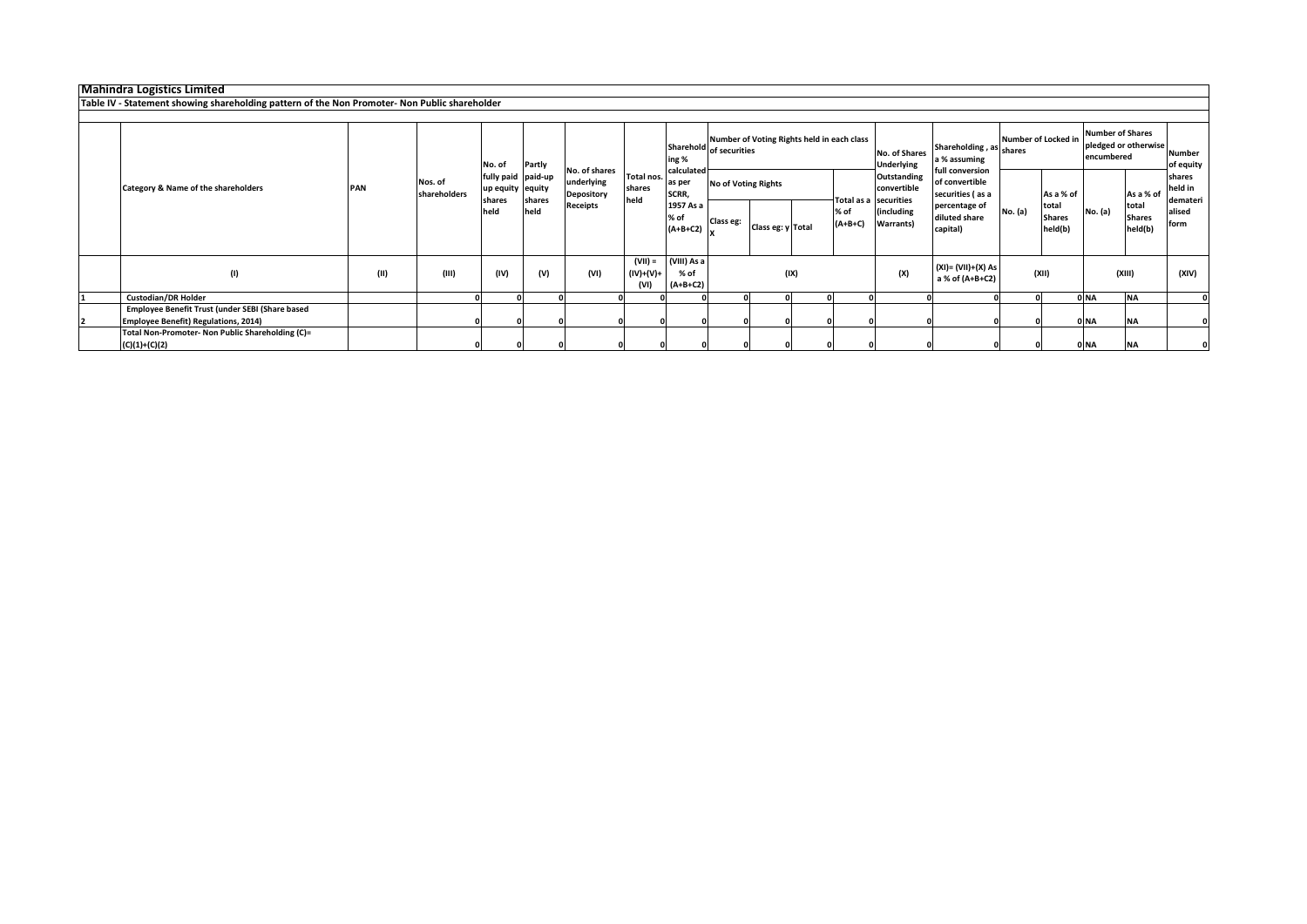## Mahindra Logistics Limited

### Table IV - Statement showing shareholding pattern of the Non Promoter- Non Public shareholder

| | Category & Name of the shareholders | PAN | Nos. of shareholders | No. of fully paid up equity shares held | Partly paid-up equity shares held | No. of shares underlying Depository Receipts | Total nos. shares held | Shareholding % calculated as per SCRR, 1957 As a % of (A+B+C2) | Number of Voting Rights held in each class of securities | | | | No. of Shares Underlying Outstanding convertible securities (including Warrants) | Shareholding , as a % assuming full conversion of convertible securities ( as a percentage of diluted share capital) | Number of Locked in shares | | Number of Shares pledged or otherwise encumbered | | Number of equity shares held in dematerialised form |
|---|---|---|---|---|---|---|---|---|---|---|---|---|---|---|---|---|---|---|---|
| | | | | | | | | | No of Voting Rights | | | Total as a % of (A+B+C) | | | No. (a) | As a % of total Shares held(b) | No. (a) | As a % of total Shares held(b) | |
| | | | | | | | | | Class eg: X | Class eg: y | Total | | | | | | | | |
| | (I) | (II) | (III) | (IV) | (V) | (VI) | (VII) = (IV)+(V)+ (VI) | (VIII) As a % of (A+B+C2) | (IX) | | | | (X) | (XI)= (VII)+(X) As a % of (A+B+C2) | (XII) | | (XIII) | | (XIV) |
| 1 | Custodian/DR Holder | | 0 | 0 | 0 | 0 | 0 | 0 | 0 | 0 | 0 | 0 | 0 | 0 | 0 | 0 | NA | NA | 0 |
| 2 | Employee Benefit Trust (under SEBI (Share based Employee Benefit) Regulations, 2014) | | 0 | 0 | 0 | 0 | 0 | 0 | 0 | 0 | 0 | 0 | 0 | 0 | 0 | 0 | NA | NA | 0 |
| | Total Non-Promoter- Non Public Shareholding (C)= (C)(1)+(C)(2) | | 0 | 0 | 0 | 0 | 0 | 0 | 0 | 0 | 0 | 0 | 0 | 0 | 0 | 0 | NA | NA | 0 |